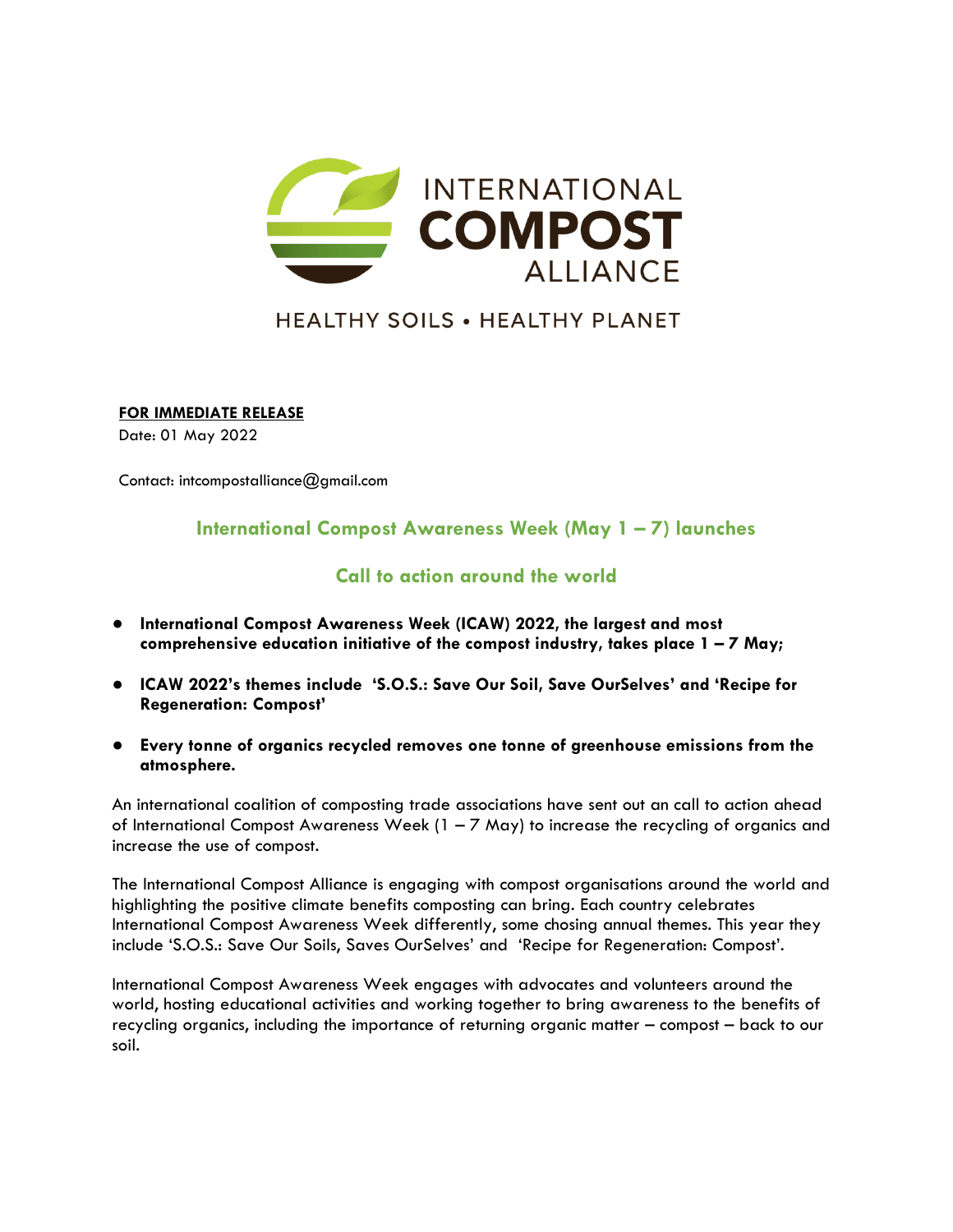INTERNATIONAL COMPOST ALLIANCE

HEALTHY SOILS • HEALTHY PLANET

**FOR IMMEDIATE RELEASE**

Date: 01 May 2022

Contact: intcompostalliance@gmail.com

## International Compost Awareness Week (May 1 – 7) launches

## Call to action around the world

- **International Compost Awareness Week (ICAW) 2022, the largest and most comprehensive education initiative of the compost industry, takes place 1 – 7 May;**
- **ICAW 2022's themes include 'S.O.S.: Save Our Soil, Save OurSelves' and 'Recipe for Regeneration: Compost'**
- **Every tonne of organics recycled removes one tonne of greenhouse emissions from the atmosphere.**

An international coalition of composting trade associations have sent out an call to action ahead of International Compost Awareness Week (1 – 7 May) to increase the recycling of organics and increase the use of compost.

The International Compost Alliance is engaging with compost organisations around the world and highlighting the positive climate benefits composting can bring. Each country celebrates International Compost Awareness Week differently, some chosing annual themes. This year they include 'S.O.S.: Save Our Soils, Saves OurSelves' and 'Recipe for Regeneration: Compost'.

International Compost Awareness Week engages with advocates and volunteers around the world, hosting educational activities and working together to bring awareness to the benefits of recycling organics, including the importance of returning organic matter – compost – back to our soil.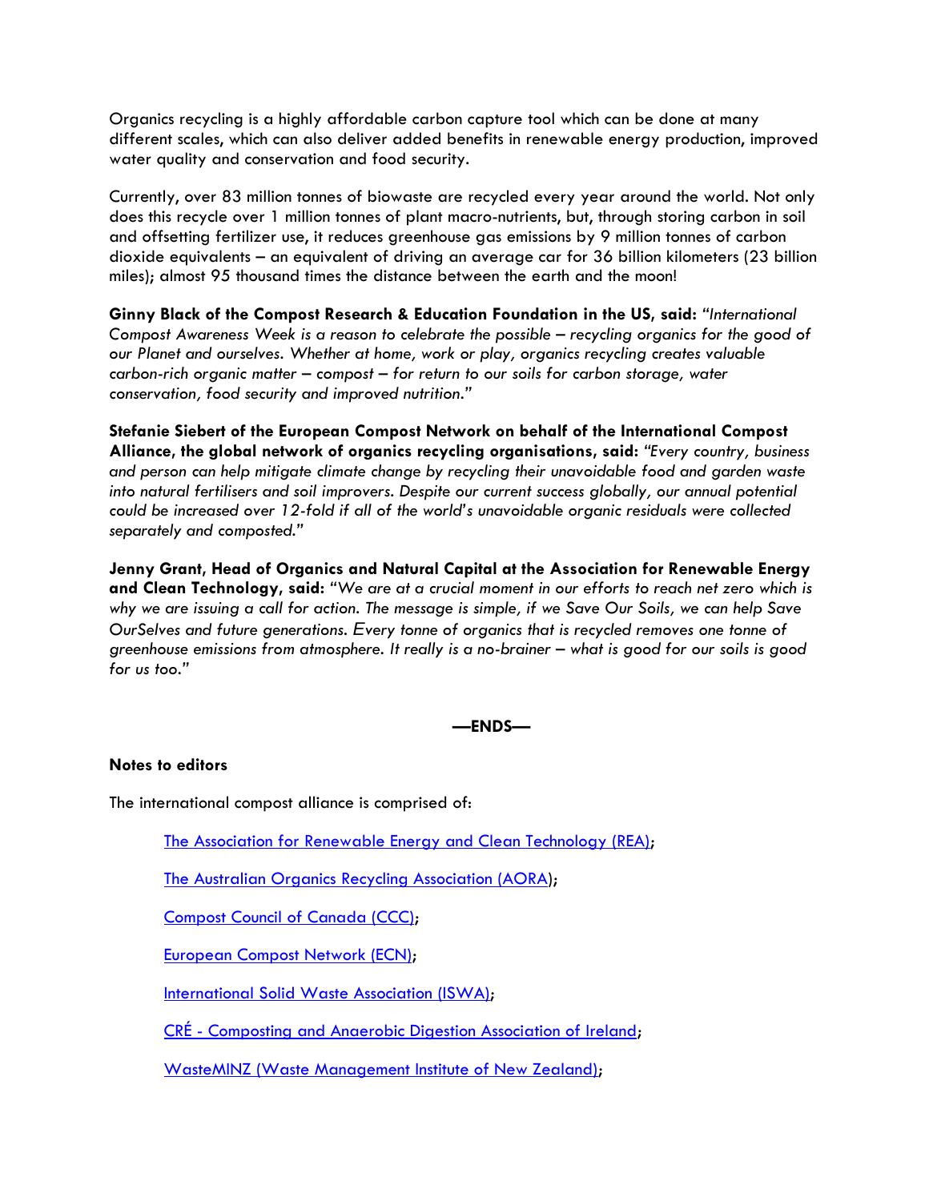Organics recycling is a highly affordable carbon capture tool which can be done at many different scales, which can also deliver added benefits in renewable energy production, improved water quality and conservation and food security.

Currently, over 83 million tonnes of biowaste are recycled every year around the world. Not only does this recycle over 1 million tonnes of plant macro-nutrients, but, through storing carbon in soil and offsetting fertilizer use, it reduces greenhouse gas emissions by 9 million tonnes of carbon dioxide equivalents – an equivalent of driving an average car for 36 billion kilometers (23 billion miles); almost 95 thousand times the distance between the earth and the moon!

**Ginny Black of the Compost Research & Education Foundation in the US, said:** *"International Compost Awareness Week is a reason to celebrate the possible – recycling organics for the good of our Planet and ourselves. Whether at home, work or play, organics recycling creates valuable carbon-rich organic matter – compost – for return to our soils for carbon storage, water conservation, food security and improved nutrition."*

**Stefanie Siebert of the European Compost Network on behalf of the International Compost Alliance, the global network of organics recycling organisations, said:** *"Every country, business and person can help mitigate climate change by recycling their unavoidable food and garden waste into natural fertilisers and soil improvers. Despite our current success globally, our annual potential could be increased over 12-fold if all of the world's unavoidable organic residuals were collected separately and composted."*

**Jenny Grant, Head of Organics and Natural Capital at the Association for Renewable Energy and Clean Technology, said:** *"We are at a crucial moment in our efforts to reach net zero which is why we are issuing a call for action. The message is simple, if we Save Our Soils, we can help Save OurSelves and future generations. Every tonne of organics that is recycled removes one tonne of greenhouse emissions from atmosphere. It really is a no-brainer – what is good for our soils is good for us too."*

**—ENDS—**

**Notes to editors**

The international compost alliance is comprised of:

- The Association for Renewable Energy and Clean Technology (REA);
- The Australian Organics Recycling Association (AORA);
- Compost Council of Canada (CCC);
- European Compost Network (ECN);
- International Solid Waste Association (ISWA);
- CRÉ - Composting and Anaerobic Digestion Association of Ireland;
- WasteMINZ (Waste Management Institute of New Zealand);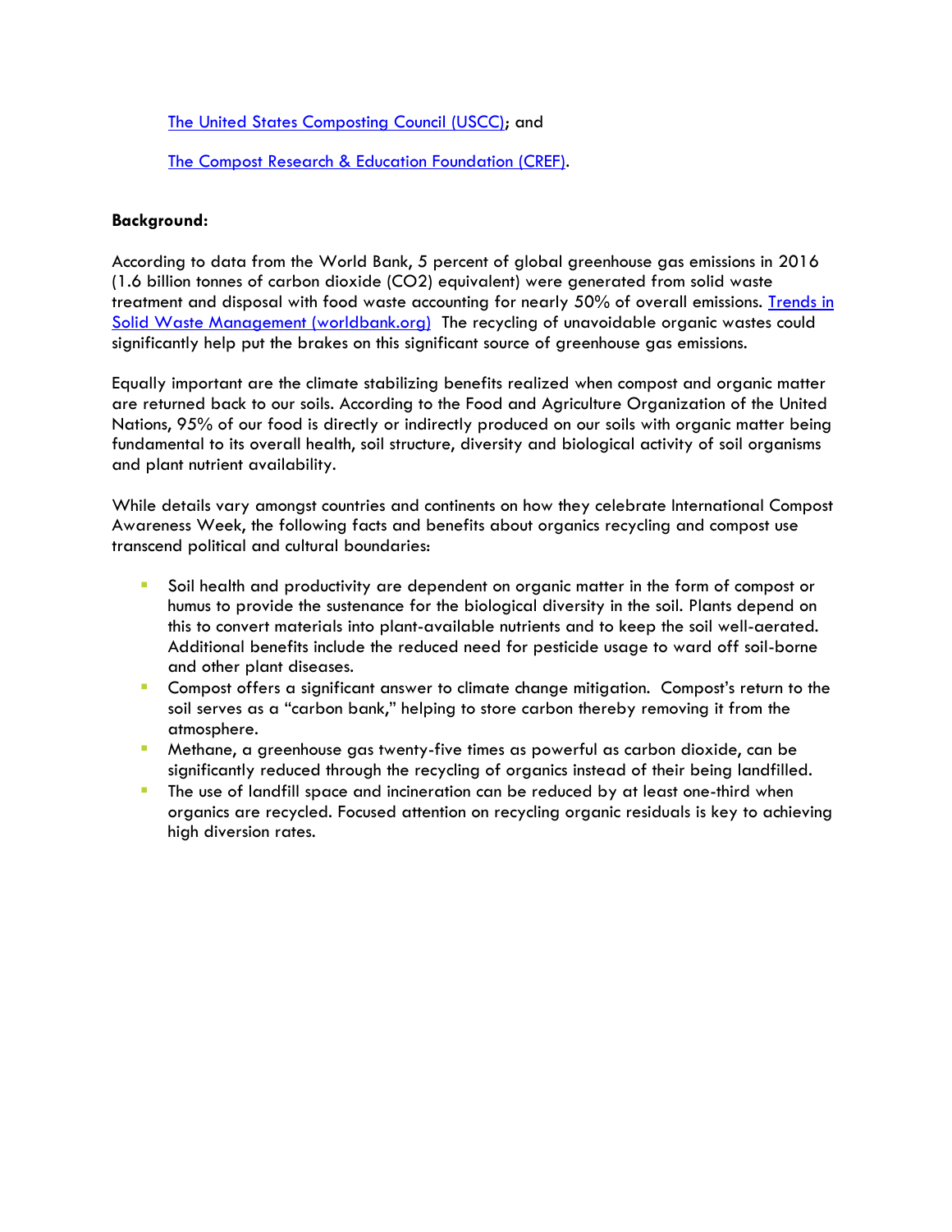[The United States Composting Council (USCC)](); and

[The Compost Research & Education Foundation (CREF)]().

**Background:**

According to data from the World Bank, 5 percent of global greenhouse gas emissions in 2016 (1.6 billion tonnes of carbon dioxide ($CO_2$) equivalent) were generated from solid waste treatment and disposal with food waste accounting for nearly 50% of overall emissions. [Trends in Solid Waste Management (worldbank.org)]() The recycling of unavoidable organic wastes could significantly help put the brakes on this significant source of greenhouse gas emissions.

Equally important are the climate stabilizing benefits realized when compost and organic matter are returned back to our soils. According to the Food and Agriculture Organization of the United Nations, 95% of our food is directly or indirectly produced on our soils with organic matter being fundamental to its overall health, soil structure, diversity and biological activity of soil organisms and plant nutrient availability.

While details vary amongst countries and continents on how they celebrate International Compost Awareness Week, the following facts and benefits about organics recycling and compost use transcend political and cultural boundaries:

- Soil health and productivity are dependent on organic matter in the form of compost or humus to provide the sustenance for the biological diversity in the soil. Plants depend on this to convert materials into plant-available nutrients and to keep the soil well-aerated. Additional benefits include the reduced need for pesticide usage to ward off soil-borne and other plant diseases.
- Compost offers a significant answer to climate change mitigation. Compost's return to the soil serves as a "carbon bank," helping to store carbon thereby removing it from the atmosphere.
- Methane, a greenhouse gas twenty-five times as powerful as carbon dioxide, can be significantly reduced through the recycling of organics instead of their being landfilled.
- The use of landfill space and incineration can be reduced by at least one-third when organics are recycled. Focused attention on recycling organic residuals is key to achieving high diversion rates.